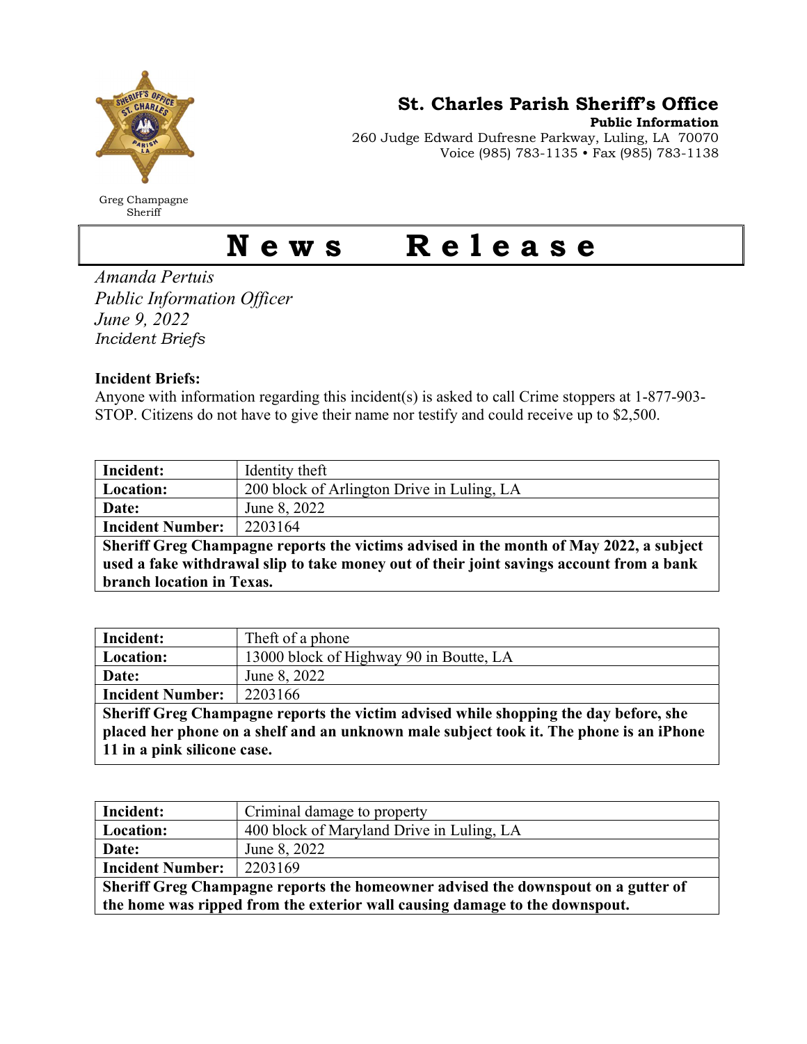Greg Champagne
Sheriff

**St. Charles Parish Sheriff's Office**
**Public Information**
260 Judge Edward Dufresne Parkway, Luling, LA 70070
Voice (985) 783-1135 • Fax (985) 783-1138

# News Release

*Amanda Pertuis*
*Public Information Officer*
*June 9, 2022*
*Incident Briefs*

**Incident Briefs:**
Anyone with information regarding this incident(s) is asked to call Crime stoppers at 1-877-903-STOP. Citizens do not have to give their name nor testify and could receive up to $2,500.

| **Incident:** | Identity theft |
|---|---|
| **Location:** | 200 block of Arlington Drive in Luling, LA |
| **Date:** | June 8, 2022 |
| **Incident Number:** | 2203164 |
| **Sheriff Greg Champagne reports the victims advised in the month of May 2022, a subject used a fake withdrawal slip to take money out of their joint savings account from a bank branch location in Texas.** | |

| **Incident:** | Theft of a phone |
|---|---|
| **Location:** | 13000 block of Highway 90 in Boutte, LA |
| **Date:** | June 8, 2022 |
| **Incident Number:** | 2203166 |
| **Sheriff Greg Champagne reports the victim advised while shopping the day before, she placed her phone on a shelf and an unknown male subject took it. The phone is an iPhone 11 in a pink silicone case.** | |

| **Incident:** | Criminal damage to property |
|---|---|
| **Location:** | 400 block of Maryland Drive in Luling, LA |
| **Date:** | June 8, 2022 |
| **Incident Number:** | 2203169 |
| **Sheriff Greg Champagne reports the homeowner advised the downspout on a gutter of the home was ripped from the exterior wall causing damage to the downspout.** | |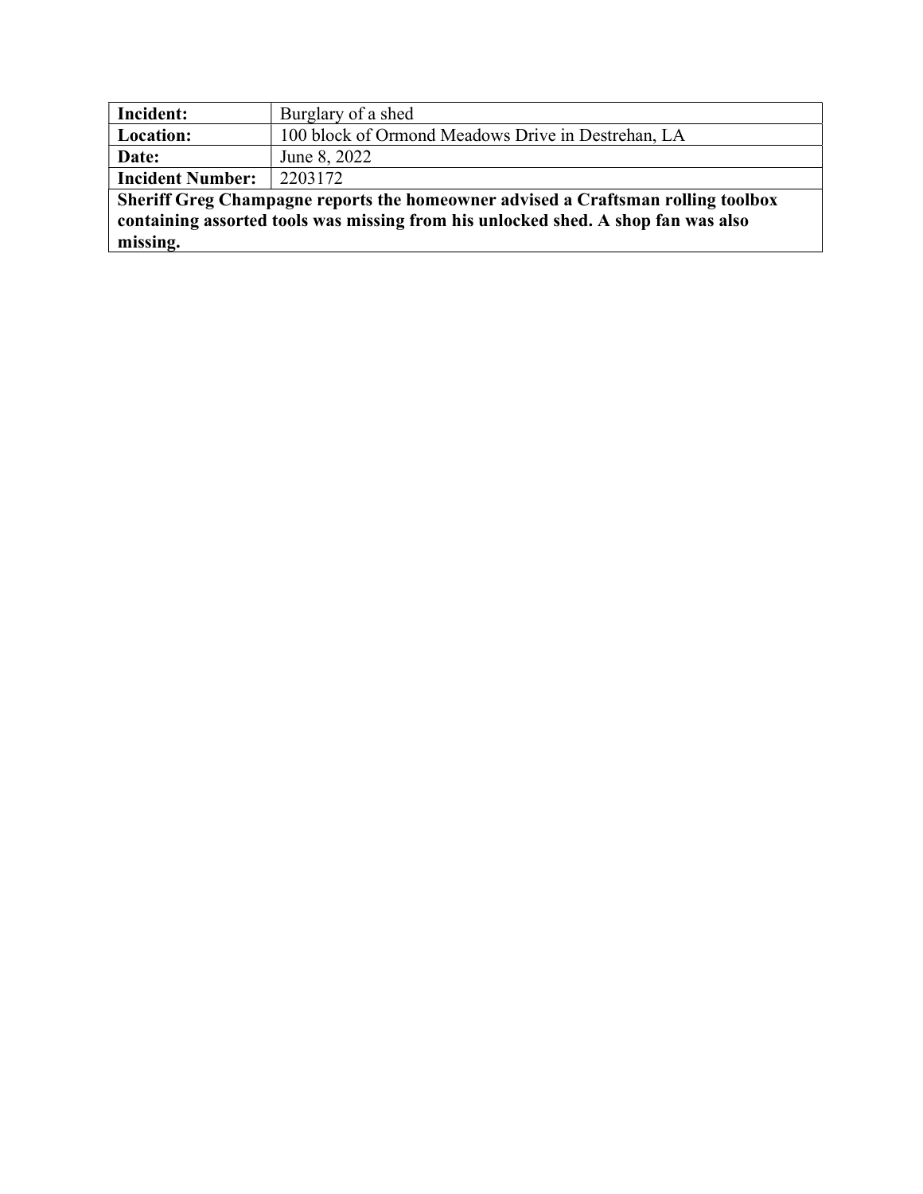| | |
|---|---|
| **Incident:** | Burglary of a shed |
| **Location:** | 100 block of Ormond Meadows Drive in Destrehan, LA |
| **Date:** | June 8, 2022 |
| **Incident Number:** | 2203172 |
| **Sheriff Greg Champagne reports the homeowner advised a Craftsman rolling toolbox containing assorted tools was missing from his unlocked shed. A shop fan was also missing.** | |